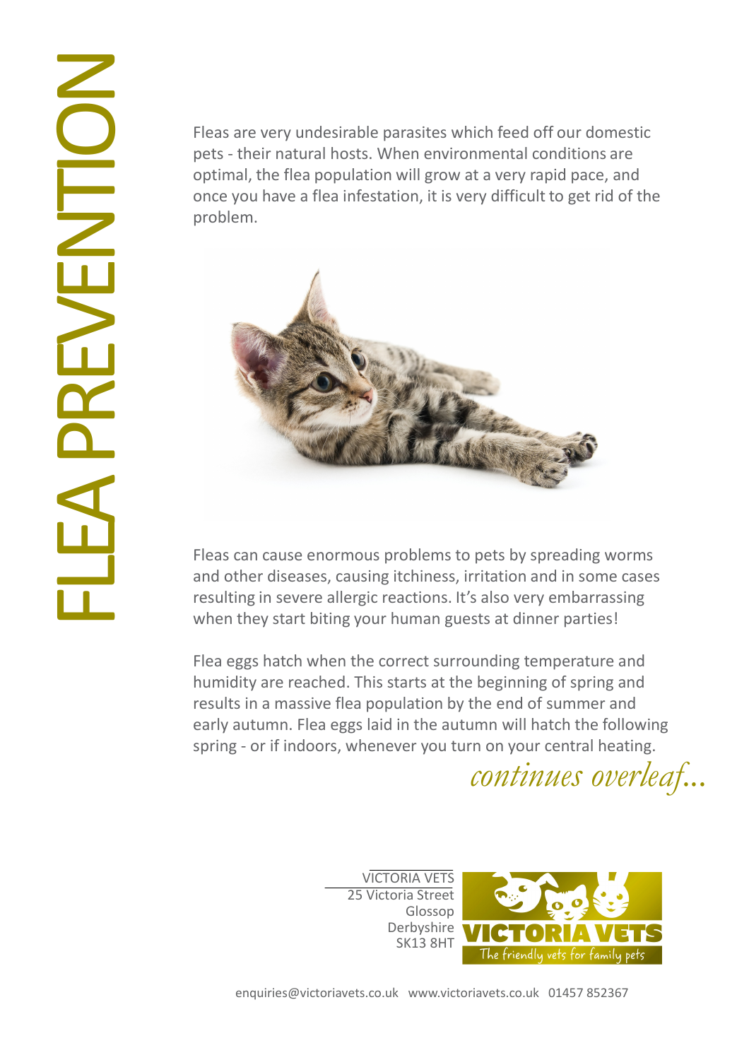# FLEA PREVENTION

Fleas are very undesirable parasites which feed off our domestic pets - their natural hosts. When environmental conditions are optimal, the flea population will grow at a very rapid pace, and once you have a flea infestation, it is very difficult to get rid of the problem.

Fleas can cause enormous problems to pets by spreading worms and other diseases, causing itchiness, irritation and in some cases resulting in severe allergic reactions. It's also very embarrassing when they start biting your human guests at dinner parties!

Flea eggs hatch when the correct surrounding temperature and humidity are reached. This starts at the beginning of spring and results in a massive flea population by the end of summer and early autumn. Flea eggs laid in the autumn will hatch the following spring - or if indoors, whenever you turn on your central heating.

*continues overleaf...*

VICTORIA VETS
25 Victoria Street
Glossop
Derbyshire
SK13 8HT

VICTORIA VETS
The friendly vets for family pets

enquiries@victoriavets.co.uk www.victoriavets.co.uk 01457 852367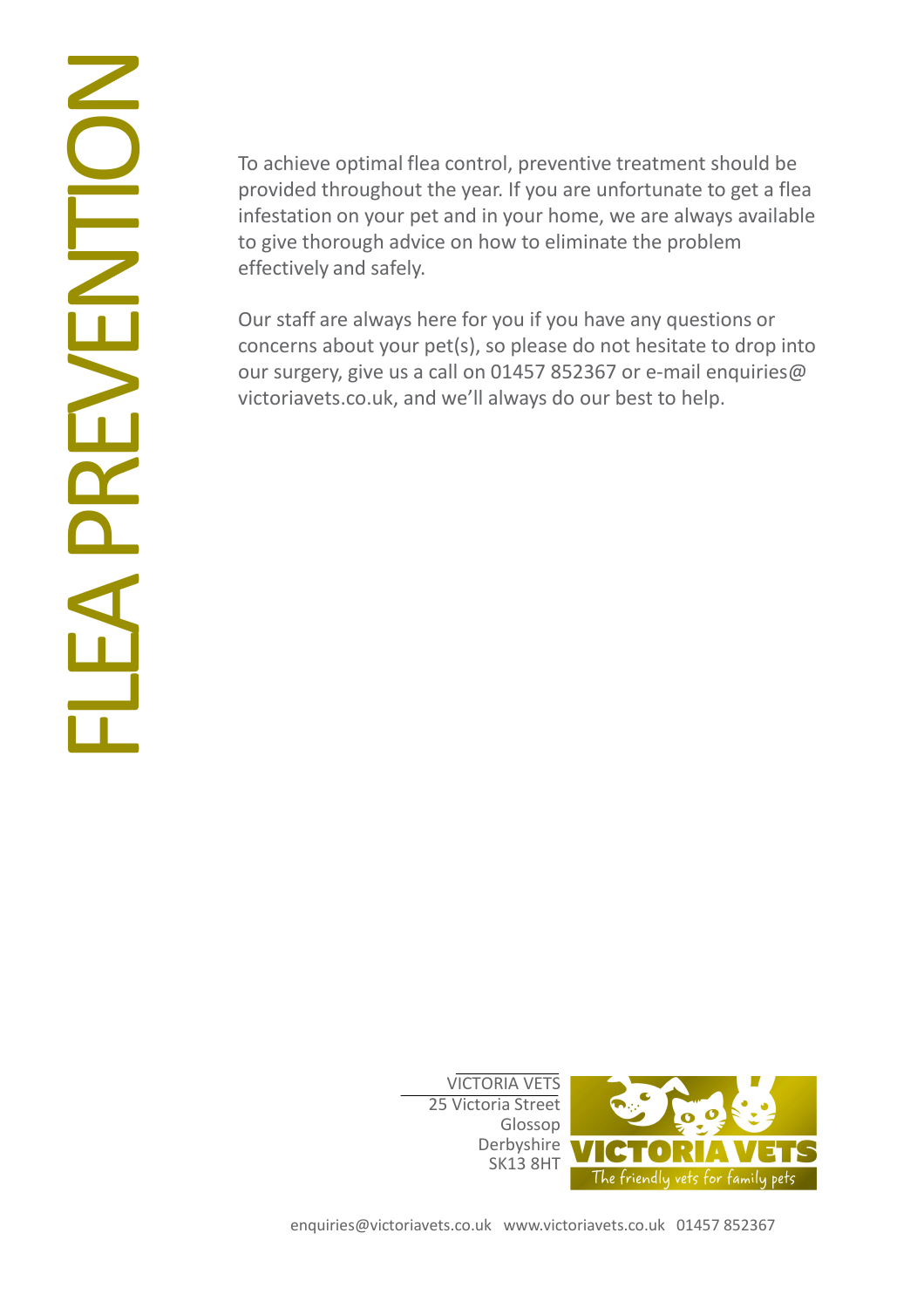# FLEA PREVENTION

To achieve optimal flea control, preventive treatment should be provided throughout the year. If you are unfortunate to get a flea infestation on your pet and in your home, we are always available to give thorough advice on how to eliminate the problem effectively and safely.

Our staff are always here for you if you have any questions or concerns about your pet(s), so please do not hesitate to drop into our surgery, give us a call on 01457 852367 or e-mail enquiries@ victoriavets.co.uk, and we'll always do our best to help.

VICTORIA VETS
25 Victoria Street
Glossop
Derbyshire
SK13 8HT

VICTORIA VETS
The friendly vets for family pets

enquiries@victoriavets.co.uk www.victoriavets.co.uk 01457 852367